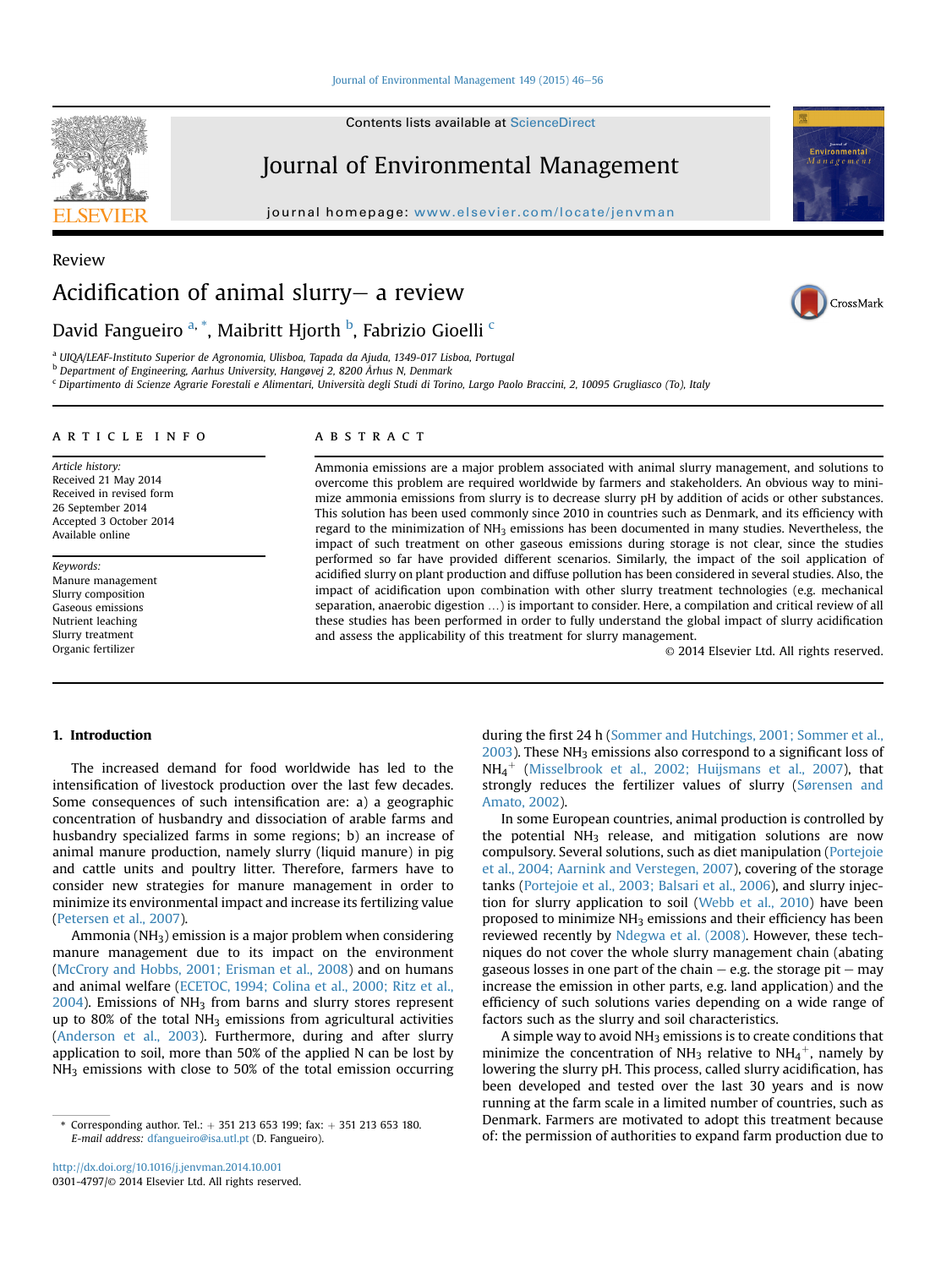Review

# Acidification of animal slurry– a review

David Fangueiro[a,*], Maibritt Hjorth[b], Fabrizio Gioelli[c]

[a] UIQA/LEAF-Instituto Superior de Agronomia, Ulisboa, Tapada da Ajuda, 1349-017 Lisboa, Portugal
[b] Department of Engineering, Aarhus University, Hangøvej 2, 8200 Århus N, Denmark
[c] Dipartimento di Scienze Agrarie Forestali e Alimentari, Università degli Studi di Torino, Largo Paolo Braccini, 2, 10095 Grugliasco (To), Italy

## ARTICLE INFO

*Article history:*
Received 21 May 2014
Received in revised form 26 September 2014
Accepted 3 October 2014
Available online

*Keywords:*
Manure management
Slurry composition
Gaseous emissions
Nutrient leaching
Slurry treatment
Organic fertilizer

## ABSTRACT

Ammonia emissions are a major problem associated with animal slurry management, and solutions to overcome this problem are required worldwide by farmers and stakeholders. An obvious way to minimize ammonia emissions from slurry is to decrease slurry pH by addition of acids or other substances. This solution has been used commonly since 2010 in countries such as Denmark, and its efficiency with regard to the minimization of $NH_3$ emissions has been documented in many studies. Nevertheless, the impact of such treatment on other gaseous emissions during storage is not clear, since the studies performed so far have provided different scenarios. Similarly, the impact of the soil application of acidified slurry on plant production and diffuse pollution has been considered in several studies. Also, the impact of acidification upon combination with other slurry treatment technologies (e.g. mechanical separation, anaerobic digestion …) is important to consider. Here, a compilation and critical review of all these studies has been performed in order to fully understand the global impact of slurry acidification and assess the applicability of this treatment for slurry management.

© 2014 Elsevier Ltd. All rights reserved.

## 1. Introduction

The increased demand for food worldwide has led to the intensification of livestock production over the last few decades. Some consequences of such intensification are: a) a geographic concentration of husbandry and dissociation of arable farms and husbandry specialized farms in some regions; b) an increase of animal manure production, namely slurry (liquid manure) in pig and cattle units and poultry litter. Therefore, farmers have to consider new strategies for manure management in order to minimize its environmental impact and increase its fertilizing value (Petersen et al., 2007).

Ammonia ($NH_3$) emission is a major problem when considering manure management due to its impact on the environment (McCrory and Hobbs, 2001; Erisman et al., 2008) and on humans and animal welfare (ECETOC, 1994; Colina et al., 2000; Ritz et al., 2004). Emissions of $NH_3$ from barns and slurry stores represent up to 80% of the total $NH_3$ emissions from agricultural activities (Anderson et al., 2003). Furthermore, during and after slurry application to soil, more than 50% of the applied N can be lost by $NH_3$ emissions with close to 50% of the total emission occurring during the first 24 h (Sommer and Hutchings, 2001; Sommer et al., 2003). These $NH_3$ emissions also correspond to a significant loss of $NH_4^+$ (Misselbrook et al., 2002; Huijsmans et al., 2007), that strongly reduces the fertilizer values of slurry (Sørensen and Amato, 2002).

In some European countries, animal production is controlled by the potential $NH_3$ release, and mitigation solutions are now compulsory. Several solutions, such as diet manipulation (Portejoie et al., 2004; Aarnink and Verstegen, 2007), covering of the storage tanks (Portejoie et al., 2003; Balsari et al., 2006), and slurry injection for slurry application to soil (Webb et al., 2010) have been proposed to minimize $NH_3$ emissions and their efficiency has been reviewed recently by Ndegwa et al. (2008). However, these techniques do not cover the whole slurry management chain (abating gaseous losses in one part of the chain – e.g. the storage pit – may increase the emission in other parts, e.g. land application) and the efficiency of such solutions varies depending on a wide range of factors such as the slurry and soil characteristics.

A simple way to avoid $NH_3$ emissions is to create conditions that minimize the concentration of $NH_3$ relative to $NH_4^+$, namely by lowering the slurry pH. This process, called slurry acidification, has been developed and tested over the last 30 years and is now running at the farm scale in a limited number of countries, such as Denmark. Farmers are motivated to adopt this treatment because of: the permission of authorities to expand farm production due to

* Corresponding author. Tel.: + 351 213 653 199; fax: + 351 213 653 180. *E-mail address:* dfangueiro@isa.utl.pt (D. Fangueiro).

http://dx.doi.org/10.1016/j.jenvman.2014.10.001
0301-4797/© 2014 Elsevier Ltd. All rights reserved.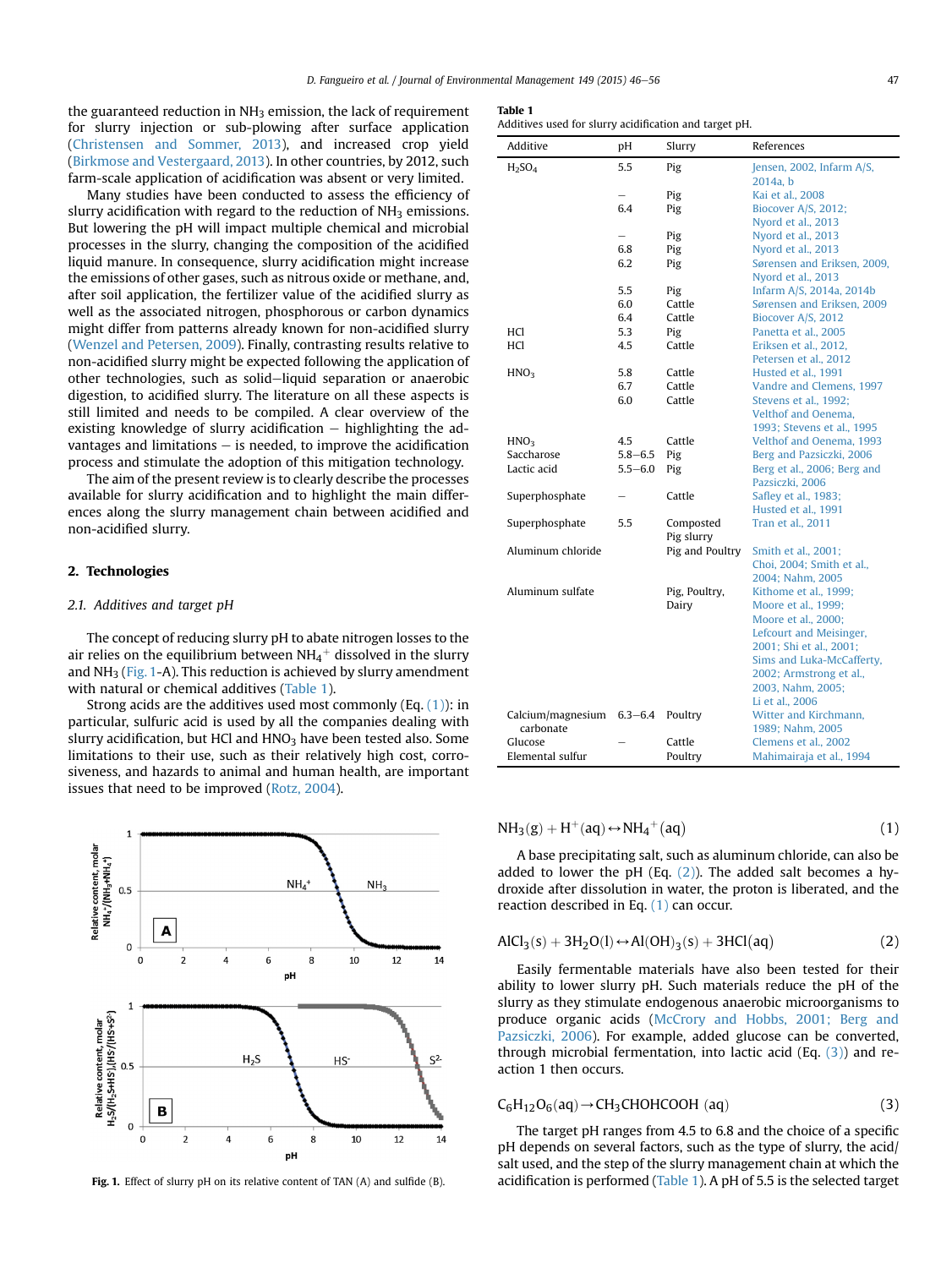the guaranteed reduction in $NH_3$ emission, the lack of requirement for slurry injection or sub-plowing after surface application (Christensen and Sommer, 2013), and increased crop yield (Birkmose and Vestergaard, 2013). In other countries, by 2012, such farm-scale application of acidification was absent or very limited.

Many studies have been conducted to assess the efficiency of slurry acidification with regard to the reduction of $NH_3$ emissions. But lowering the pH will impact multiple chemical and microbial processes in the slurry, changing the composition of the acidified liquid manure. In consequence, slurry acidification might increase the emissions of other gases, such as nitrous oxide or methane, and, after soil application, the fertilizer value of the acidified slurry as well as the associated nitrogen, phosphorous or carbon dynamics might differ from patterns already known for non-acidified slurry (Wenzel and Petersen, 2009). Finally, contrasting results relative to non-acidified slurry might be expected following the application of other technologies, such as solid–liquid separation or anaerobic digestion, to acidified slurry. The literature on all these aspects is still limited and needs to be compiled. A clear overview of the existing knowledge of slurry acidification – highlighting the advantages and limitations – is needed, to improve the acidification process and stimulate the adoption of this mitigation technology.

The aim of the present review is to clearly describe the processes available for slurry acidification and to highlight the main differences along the slurry management chain between acidified and non-acidified slurry.

## 2. Technologies

### 2.1. Additives and target pH

The concept of reducing slurry pH to abate nitrogen losses to the air relies on the equilibrium between $NH_4^+$ dissolved in the slurry and $NH_3$ (Fig. 1-A). This reduction is achieved by slurry amendment with natural or chemical additives (Table 1).

Strong acids are the additives used most commonly (Eq. (1)): in particular, sulfuric acid is used by all the companies dealing with slurry acidification, but HCl and $HNO_3$ have been tested also. Some limitations to their use, such as their relatively high cost, corrosiveness, and hazards to animal and human health, are important issues that need to be improved (Rotz, 2004).

Fig. 1. Effect of slurry pH on its relative content of TAN (A) and sulfide (B).

**Table 1**
Additives used for slurry acidification and target pH.

| Additive | pH | Slurry | References |
|---|---|---|---|
| $H_2SO_4$ | 5.5 | Pig | Jensen, 2002, Infarm A/S, 2014a, b |
| | – | Pig | Kai et al., 2008 |
| | 6.4 | Pig | Biocover A/S, 2012; Nyord et al., 2013 |
| | – | Pig | Nyord et al., 2013 |
| | 6.8 | Pig | Nyord et al., 2013 |
| | 6.2 | Pig | Sørensen and Eriksen, 2009, Nyord et al., 2013 |
| | 5.5 | Pig | Infarm A/S, 2014a, 2014b |
| | 6.0 | Cattle | Sørensen and Eriksen, 2009 |
| | 6.4 | Cattle | Biocover A/S, 2012 |
| HCl | 5.3 | Pig | Panetta et al., 2005 |
| HCl | 4.5 | Cattle | Eriksen et al., 2012, Petersen et al., 2012 |
| $HNO_3$ | 5.8 | Cattle | Husted et al., 1991 |
| | 6.7 | Cattle | Vandre and Clemens, 1997 |
| | 6.0 | Cattle | Stevens et al., 1992; Velthof and Oenema, 1993; Stevens et al., 1995 |
| $HNO_3$ | 4.5 | Cattle | Velthof and Oenema, 1993 |
| Saccharose | 5.8–6.5 | Pig | Berg and Pazsiczki, 2006 |
| Lactic acid | 5.5–6.0 | Pig | Berg et al., 2006; Berg and Pazsiczki, 2006 |
| Superphosphate | – | Cattle | Safley et al., 1983; Husted et al., 1991 |
| Superphosphate | 5.5 | Composted Pig slurry | Tran et al., 2011 |
| Aluminum chloride | | Pig and Poultry | Smith et al., 2001; Choi, 2004; Smith et al., 2004; Nahm, 2005 |
| Aluminum sulfate | | Pig, Poultry, Dairy | Kithome et al., 1999; Moore et al., 1999; Moore et al., 2000; Lefcourt and Meisinger, 2001; Shi et al., 2001; Sims and Luka-McCafferty, 2002; Armstrong et al., 2003, Nahm, 2005; Li et al., 2006 |
| Calcium/magnesium carbonate | 6.3–6.4 | Poultry | Witter and Kirchmann, 1989; Nahm, 2005 |
| Glucose | – | Cattle | Clemens et al., 2002 |
| Elemental sulfur | | Poultry | Mahimairaja et al., 1994 |

$$NH_3(g) + H^+(aq) \leftrightarrow NH_4^+(aq) \tag{1}$$

A base precipitating salt, such as aluminum chloride, can also be added to lower the pH (Eq. (2)). The added salt becomes a hydroxide after dissolution in water, the proton is liberated, and the reaction described in Eq. (1) can occur.

$$AlCl_3(s) + 3H_2O(l) \leftrightarrow Al(OH)_3(s) + 3HCl(aq) \tag{2}$$

Easily fermentable materials have also been tested for their ability to lower slurry pH. Such materials reduce the pH of the slurry as they stimulate endogenous anaerobic microorganisms to produce organic acids (McCrory and Hobbs, 2001; Berg and Pazsiczki, 2006). For example, added glucose can be converted, through microbial fermentation, into lactic acid (Eq. (3)) and reaction 1 then occurs.

$$C_6H_{12}O_6(aq) \rightarrow CH_3CHOHCOOH\ (aq) \tag{3}$$

The target pH ranges from 4.5 to 6.8 and the choice of a specific pH depends on several factors, such as the type of slurry, the acid/salt used, and the step of the slurry management chain at which the acidification is performed (Table 1). A pH of 5.5 is the selected target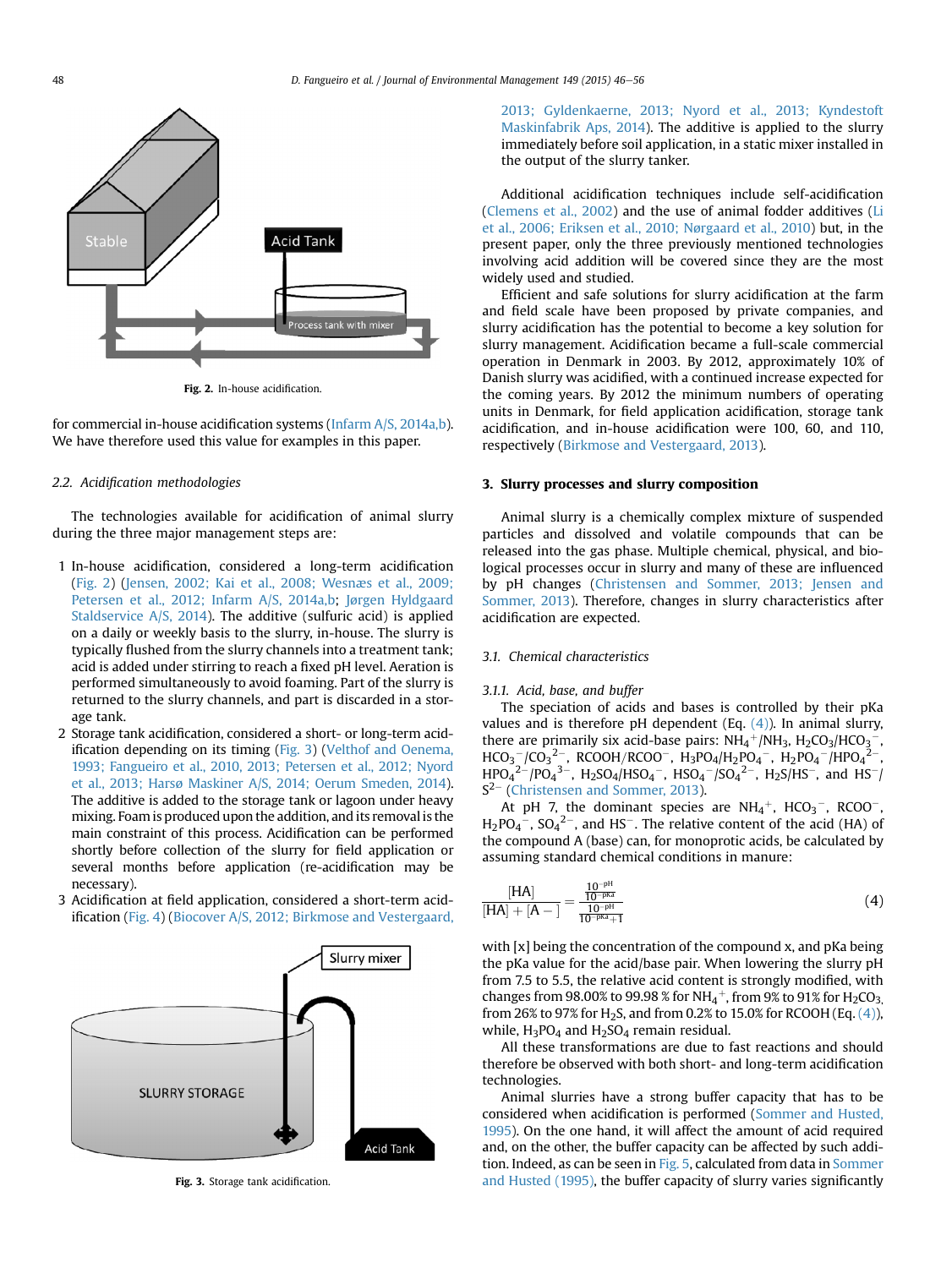Fig. 2. In-house acidification.

for commercial in-house acidification systems (Infarm A/S, 2014a,b). We have therefore used this value for examples in this paper.

### 2.2. Acidification methodologies

The technologies available for acidification of animal slurry during the three major management steps are:

1. In-house acidification, considered a long-term acidification (Fig. 2) (Jensen, 2002; Kai et al., 2008; Wesnæs et al., 2009; Petersen et al., 2012; Infarm A/S, 2014a,b; Jørgen Hyldgaard Staldservice A/S, 2014). The additive (sulfuric acid) is applied on a daily or weekly basis to the slurry, in-house. The slurry is typically flushed from the slurry channels into a treatment tank; acid is added under stirring to reach a fixed pH level. Aeration is performed simultaneously to avoid foaming. Part of the slurry is returned to the slurry channels, and part is discarded in a storage tank.
2. Storage tank acidification, considered a short- or long-term acidification depending on its timing (Fig. 3) (Velthof and Oenema, 1993; Fangueiro et al., 2010, 2013; Petersen et al., 2012; Nyord et al., 2013; Harsø Maskiner A/S, 2014; Oerum Smeden, 2014). The additive is added to the storage tank or lagoon under heavy mixing. Foam is produced upon the addition, and its removal is the main constraint of this process. Acidification can be performed shortly before collection of the slurry for field application or several months before application (re-acidification may be necessary).
3. Acidification at field application, considered a short-term acidification (Fig. 4) (Biocover A/S, 2012; Birkmose and Vestergaard, 2013; Gyldenkaerne, 2013; Nyord et al., 2013; Kyndestoft Maskinfabrik Aps, 2014). The additive is applied to the slurry immediately before soil application, in a static mixer installed in the output of the slurry tanker.

Fig. 3. Storage tank acidification.

Additional acidification techniques include self-acidification (Clemens et al., 2002) and the use of animal fodder additives (Li et al., 2006; Eriksen et al., 2010; Nørgaard et al., 2010) but, in the present paper, only the three previously mentioned technologies involving acid addition will be covered since they are the most widely used and studied.

Efficient and safe solutions for slurry acidification at the farm and field scale have been proposed by private companies, and slurry acidification has the potential to become a key solution for slurry management. Acidification became a full-scale commercial operation in Denmark in 2003. By 2012, approximately 10% of Danish slurry was acidified, with a continued increase expected for the coming years. By 2012 the minimum numbers of operating units in Denmark, for field application acidification, storage tank acidification, and in-house acidification were 100, 60, and 110, respectively (Birkmose and Vestergaard, 2013).

## 3. Slurry processes and slurry composition

Animal slurry is a chemically complex mixture of suspended particles and dissolved and volatile compounds that can be released into the gas phase. Multiple chemical, physical, and biological processes occur in slurry and many of these are influenced by pH changes (Christensen and Sommer, 2013; Jensen and Sommer, 2013). Therefore, changes in slurry characteristics after acidification are expected.

### 3.1. Chemical characteristics

#### 3.1.1. Acid, base, and buffer

The speciation of acids and bases is controlled by their pKa values and is therefore pH dependent (Eq. (4)). In animal slurry, there are primarily six acid-base pairs: $NH_4^+/NH_3$, $H_2CO_3/HCO_3^-$, $HCO_3^-/CO_3^{2-}$, $RCOOH/RCOO^-$, $H_3PO_4/H_2PO_4^-$, $H_2PO_4^-/HPO_4^{2-}$, $HPO_4^{2-}/PO_4^{3-}$, $H_2SO_4/HSO_4^-$, $HSO_4^-/SO_4^{2-}$, $H_2S/HS^-$, and $HS^-/S^{2-}$ (Christensen and Sommer, 2013).

At pH 7, the dominant species are $NH_4^+$, $HCO_3^-$, $RCOO^-$, $H_2PO_4^-$, $SO_4^{2-}$, and $HS^-$. The relative content of the acid (HA) of the compound A (base) can, for monoprotic acids, be calculated by assuming standard chemical conditions in manure:

$$\frac{[HA]}{[HA]+[A-]} = \frac{\frac{10^{-pH}}{10^{-pKa}}}{\frac{10^{-pH}}{10^{-pKa}}+1} \quad (4)$$

with [x] being the concentration of the compound x, and pKa being the pKa value for the acid/base pair. When lowering the slurry pH from 7.5 to 5.5, the relative acid content is strongly modified, with changes from 98.00% to 99.98 % for $NH_4^+$, from 9% to 91% for $H_2CO_3$, from 26% to 97% for $H_2S$, and from 0.2% to 15.0% for RCOOH (Eq. (4)), while, $H_3PO_4$ and $H_2SO_4$ remain residual.

All these transformations are due to fast reactions and should therefore be observed with both short- and long-term acidification technologies.

Animal slurries have a strong buffer capacity that has to be considered when acidification is performed (Sommer and Husted, 1995). On the one hand, it will affect the amount of acid required and, on the other, the buffer capacity can be affected by such addition. Indeed, as can be seen in Fig. 5, calculated from data in Sommer and Husted (1995), the buffer capacity of slurry varies significantly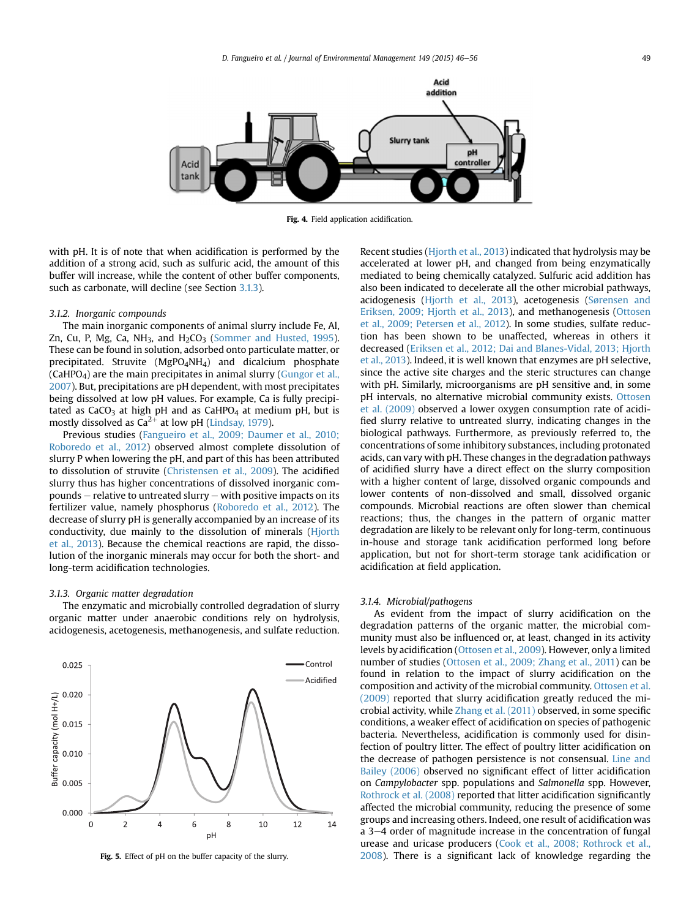Fig. 4. Field application acidification.

with pH. It is of note that when acidification is performed by the addition of a strong acid, such as sulfuric acid, the amount of this buffer will increase, while the content of other buffer components, such as carbonate, will decline (see Section 3.1.3).

### 3.1.2. Inorganic compounds

The main inorganic components of animal slurry include Fe, Al, Zn, Cu, P, Mg, Ca, $NH_3$, and $H_2CO_3$ (Sommer and Husted, 1995). These can be found in solution, adsorbed onto particulate matter, or precipitated. Struvite ($MgPO_4NH_4$) and dicalcium phosphate ($CaHPO_4$) are the main precipitates in animal slurry (Gungor et al., 2007). But, precipitations are pH dependent, with most precipitates being dissolved at low pH values. For example, Ca is fully precipitated as $CaCO_3$ at high pH and as $CaHPO_4$ at medium pH, but is mostly dissolved as $Ca^{2+}$ at low pH (Lindsay, 1979).

Previous studies (Fangueiro et al., 2009; Daumer et al., 2010; Roboredo et al., 2012) observed almost complete dissolution of slurry P when lowering the pH, and part of this has been attributed to dissolution of struvite (Christensen et al., 2009). The acidified slurry thus has higher concentrations of dissolved inorganic compounds – relative to untreated slurry – with positive impacts on its fertilizer value, namely phosphorus (Roboredo et al., 2012). The decrease of slurry pH is generally accompanied by an increase of its conductivity, due mainly to the dissolution of minerals (Hjorth et al., 2013). Because the chemical reactions are rapid, the dissolution of the inorganic minerals may occur for both the short- and long-term acidification technologies.

### 3.1.3. Organic matter degradation

The enzymatic and microbially controlled degradation of slurry organic matter under anaerobic conditions rely on hydrolysis, acidogenesis, acetogenesis, methanogenesis, and sulfate reduction.

Fig. 5. Effect of pH on the buffer capacity of the slurry.

Recent studies (Hjorth et al., 2013) indicated that hydrolysis may be accelerated at lower pH, and changed from being enzymatically mediated to being chemically catalyzed. Sulfuric acid addition has also been indicated to decelerate all the other microbial pathways, acidogenesis (Hjorth et al., 2013), acetogenesis (Sørensen and Eriksen, 2009; Hjorth et al., 2013), and methanogenesis (Ottosen et al., 2009; Petersen et al., 2012). In some studies, sulfate reduction has been shown to be unaffected, whereas in others it decreased (Eriksen et al., 2012; Dai and Blanes-Vidal, 2013; Hjorth et al., 2013). Indeed, it is well known that enzymes are pH selective, since the active site charges and the steric structures can change with pH. Similarly, microorganisms are pH sensitive and, in some pH intervals, no alternative microbial community exists. Ottosen et al. (2009) observed a lower oxygen consumption rate of acidified slurry relative to untreated slurry, indicating changes in the biological pathways. Furthermore, as previously referred to, the concentrations of some inhibitory substances, including protonated acids, can vary with pH. These changes in the degradation pathways of acidified slurry have a direct effect on the slurry composition with a higher content of large, dissolved organic compounds and lower contents of non-dissolved and small, dissolved organic compounds. Microbial reactions are often slower than chemical reactions; thus, the changes in the pattern of organic matter degradation are likely to be relevant only for long-term, continuous in-house and storage tank acidification performed long before application, but not for short-term storage tank acidification or acidification at field application.

### 3.1.4. Microbial/pathogens

As evident from the impact of slurry acidification on the degradation patterns of the organic matter, the microbial community must also be influenced or, at least, changed in its activity levels by acidification (Ottosen et al., 2009). However, only a limited number of studies (Ottosen et al., 2009; Zhang et al., 2011) can be found in relation to the impact of slurry acidification on the composition and activity of the microbial community. Ottosen et al. (2009) reported that slurry acidification greatly reduced the microbial activity, while Zhang et al. (2011) observed, in some specific conditions, a weaker effect of acidification on species of pathogenic bacteria. Nevertheless, acidification is commonly used for disinfection of poultry litter. The effect of poultry litter acidification on the decrease of pathogen persistence is not consensual. Line and Bailey (2006) observed no significant effect of litter acidification on *Campylobacter* spp. populations and *Salmonella* spp. However, Rothrock et al. (2008) reported that litter acidification significantly affected the microbial community, reducing the presence of some groups and increasing others. Indeed, one result of acidification was a 3–4 order of magnitude increase in the concentration of fungal urease and uricase producers (Cook et al., 2008; Rothrock et al., 2008). There is a significant lack of knowledge regarding the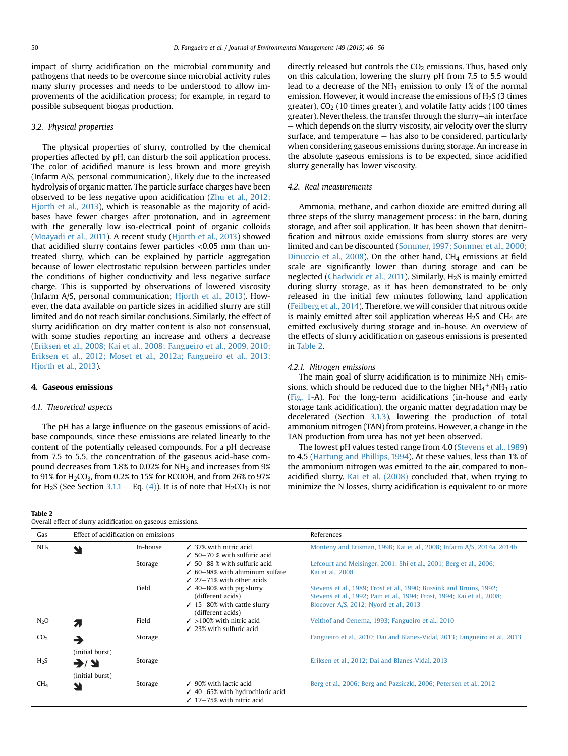impact of slurry acidification on the microbial community and pathogens that needs to be overcome since microbial activity rules many slurry processes and needs to be understood to allow improvements of the acidification process; for example, in regard to possible subsequent biogas production.

### 3.2. Physical properties

The physical properties of slurry, controlled by the chemical properties affected by pH, can disturb the soil application process. The color of acidified manure is less brown and more greyish (Infarm A/S, personal communication), likely due to the increased hydrolysis of organic matter. The particle surface charges have been observed to be less negative upon acidification (Zhu et al., 2012; Hjorth et al., 2013), which is reasonable as the majority of acid-bases have fewer charges after protonation, and in agreement with the generally low iso-electrical point of organic colloids (Moayadi et al., 2011). A recent study (Hjorth et al., 2013) showed that acidified slurry contains fewer particles <0.05 mm than untreated slurry, which can be explained by particle aggregation because of lower electrostatic repulsion between particles under the conditions of higher conductivity and less negative surface charge. This is supported by observations of lowered viscosity (Infarm A/S, personal communication; Hjorth et al., 2013). However, the data available on particle sizes in acidified slurry are still limited and do not reach similar conclusions. Similarly, the effect of slurry acidification on dry matter content is also not consensual, with some studies reporting an increase and others a decrease (Eriksen et al., 2008; Kai et al., 2008; Fangueiro et al., 2009, 2010; Eriksen et al., 2012; Moset et al., 2012a; Fangueiro et al., 2013; Hjorth et al., 2013).

## 4. Gaseous emissions

### 4.1. Theoretical aspects

The pH has a large influence on the gaseous emissions of acid-base compounds, since these emissions are related linearly to the content of the potentially released compounds. For a pH decrease from 7.5 to 5.5, the concentration of the gaseous acid-base compound decreases from 1.8% to 0.02% for $NH_3$ and increases from 9% to 91% for $H_2CO_3$, from 0.2% to 15% for RCOOH, and from 26% to 97% for $H_2S$ (See Section 3.1.1 – Eq. (4)). It is of note that $H_2CO_3$ is not directly released but controls the $CO_2$ emissions. Thus, based only on this calculation, lowering the slurry pH from 7.5 to 5.5 would lead to a decrease of the $NH_3$ emission to only 1% of the normal emission. However, it would increase the emissions of $H_2S$ (3 times greater), $CO_2$ (10 times greater), and volatile fatty acids (100 times greater). Nevertheless, the transfer through the slurry–air interface – which depends on the slurry viscosity, air velocity over the slurry surface, and temperature – has also to be considered, particularly when considering gaseous emissions during storage. An increase in the absolute gaseous emissions is to be expected, since acidified slurry generally has lower viscosity.

### 4.2. Real measurements

Ammonia, methane, and carbon dioxide are emitted during all three steps of the slurry management process: in the barn, during storage, and after soil application. It has been shown that denitrification and nitrous oxide emissions from slurry stores are very limited and can be discounted (Sommer, 1997; Sommer et al., 2000; Dinuccio et al., 2008). On the other hand, $CH_4$ emissions at field scale are significantly lower than during storage and can be neglected (Chadwick et al., 2011). Similarly, $H_2S$ is mainly emitted during slurry storage, as it has been demonstrated to be only released in the initial few minutes following land application (Feilberg et al., 2014). Therefore, we will consider that nitrous oxide is mainly emitted after soil application whereas $H_2S$ and $CH_4$ are emitted exclusively during storage and in-house. An overview of the effects of slurry acidification on gaseous emissions is presented in Table 2.

#### 4.2.1. Nitrogen emissions

The main goal of slurry acidification is to minimize $NH_3$ emissions, which should be reduced due to the higher $NH_4^+/NH_3$ ratio (Fig. 1-A). For the long-term acidifications (in-house and early storage tank acidification), the organic matter degradation may be decelerated (Section 3.1.3), lowering the production of total ammonium nitrogen (TAN) from proteins. However, a change in the TAN production from urea has not yet been observed.

The lowest pH values tested range from 4.0 (Stevens et al., 1989) to 4.5 (Hartung and Phillips, 1994). At these values, less than 1% of the ammonium nitrogen was emitted to the air, compared to non-acidified slurry. Kai et al. (2008) concluded that, when trying to minimize the N losses, slurry acidification is equivalent to or more

**Table 2**
Overall effect of slurry acidification on gaseous emissions.

| Gas | Effect of acidification on emissions | | | References |
|---|---|---|---|---|
| $NH_3$ | ↘ | In-house | ✓ 37% with nitric acid<br>✓ 50–70 % with sulfuric acid | Monteny and Erisman, 1998; Kai et al., 2008; Infarm A/S, 2014a, 2014b |
| | | Storage | ✓ 50–88 % with sulfuric acid<br>✓ 60–98% with aluminum sulfate<br>✓ 27–71% with other acids | Lefcourt and Meisinger, 2001; Shi et al., 2001; Berg et al., 2006; Kai et al., 2008 |
| | | Field | ✓ 40–80% with pig slurry (different acids)<br>✓ 15–80% with cattle slurry (different acids) | Stevens et al., 1989; Frost et al., 1990; Bussink and Bruins, 1992; Stevens et al., 1992; Pain et al., 1994; Frost, 1994; Kai et al., 2008; Biocover A/S, 2012; Nyord et al., 2013 |
| $N_2O$ | ↗ | Field | ✓ >100% with nitric acid<br>✓ 23% with sulfuric acid | Velthof and Oenema, 1993; Fangueiro et al., 2010 |
| $CO_2$ | → (initial burst) | Storage | | Fangueiro et al., 2010; Dai and Blanes-Vidal, 2013; Fangueiro et al., 2013 |
| $H_2S$ | →/↘ (initial burst) | Storage | | Eriksen et al., 2012; Dai and Blanes-Vidal, 2013 |
| $CH_4$ | ↘ | Storage | ✓ 90% with lactic acid<br>✓ 40–65% with hydrochloric acid<br>✓ 17–75% with nitric acid | Berg et al., 2006; Berg and Pazsiczki, 2006; Petersen et al., 2012 |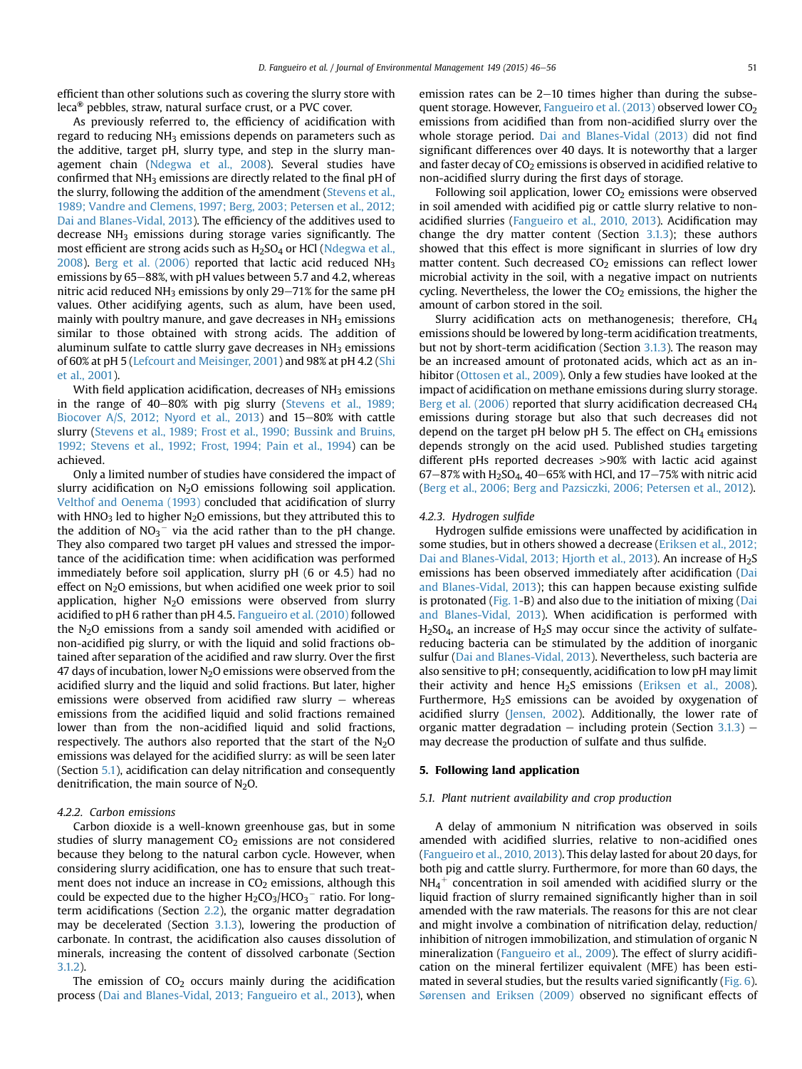efficient than other solutions such as covering the slurry store with leca® pebbles, straw, natural surface crust, or a PVC cover.

As previously referred to, the efficiency of acidification with regard to reducing $NH_3$ emissions depends on parameters such as the additive, target pH, slurry type, and step in the slurry management chain (Ndegwa et al., 2008). Several studies have confirmed that $NH_3$ emissions are directly related to the final pH of the slurry, following the addition of the amendment (Stevens et al., 1989; Vandre and Clemens, 1997; Berg, 2003; Petersen et al., 2012; Dai and Blanes-Vidal, 2013). The efficiency of the additives used to decrease $NH_3$ emissions during storage varies significantly. The most efficient are strong acids such as $H_2SO_4$ or HCl (Ndegwa et al., 2008). Berg et al. (2006) reported that lactic acid reduced $NH_3$ emissions by 65–88%, with pH values between 5.7 and 4.2, whereas nitric acid reduced $NH_3$ emissions by only 29–71% for the same pH values. Other acidifying agents, such as alum, have been used, mainly with poultry manure, and gave decreases in $NH_3$ emissions similar to those obtained with strong acids. The addition of aluminum sulfate to cattle slurry gave decreases in $NH_3$ emissions of 60% at pH 5 (Lefcourt and Meisinger, 2001) and 98% at pH 4.2 (Shi et al., 2001).

With field application acidification, decreases of $NH_3$ emissions in the range of 40–80% with pig slurry (Stevens et al., 1989; Biocover A/S, 2012; Nyord et al., 2013) and 15–80% with cattle slurry (Stevens et al., 1989; Frost et al., 1990; Bussink and Bruins, 1992; Stevens et al., 1992; Frost, 1994; Pain et al., 1994) can be achieved.

Only a limited number of studies have considered the impact of slurry acidification on $N_2O$ emissions following soil application. Velthof and Oenema (1993) concluded that acidification of slurry with $HNO_3$ led to higher $N_2O$ emissions, but they attributed this to the addition of $NO_3^-$ via the acid rather than to the pH change. They also compared two target pH values and stressed the importance of the acidification time: when acidification was performed immediately before soil application, slurry pH (6 or 4.5) had no effect on $N_2O$ emissions, but when acidified one week prior to soil application, higher $N_2O$ emissions were observed from slurry acidified to pH 6 rather than pH 4.5. Fangueiro et al. (2010) followed the $N_2O$ emissions from a sandy soil amended with acidified or non-acidified pig slurry, or with the liquid and solid fractions obtained after separation of the acidified and raw slurry. Over the first 47 days of incubation, lower $N_2O$ emissions were observed from the acidified slurry and the liquid and solid fractions. But later, higher emissions were observed from acidified raw slurry – whereas emissions from the acidified liquid and solid fractions remained lower than from the non-acidified liquid and solid fractions, respectively. The authors also reported that the start of the $N_2O$ emissions was delayed for the acidified slurry: as will be seen later (Section 5.1), acidification can delay nitrification and consequently denitrification, the main source of $N_2O$.

#### 4.2.2. Carbon emissions

Carbon dioxide is a well-known greenhouse gas, but in some studies of slurry management $CO_2$ emissions are not considered because they belong to the natural carbon cycle. However, when considering slurry acidification, one has to ensure that such treatment does not induce an increase in $CO_2$ emissions, although this could be expected due to the higher $H_2CO_3/HCO_3^-$ ratio. For long-term acidifications (Section 2.2), the organic matter degradation may be decelerated (Section 3.1.3), lowering the production of carbonate. In contrast, the acidification also causes dissolution of minerals, increasing the content of dissolved carbonate (Section 3.1.2).

The emission of $CO_2$ occurs mainly during the acidification process (Dai and Blanes-Vidal, 2013; Fangueiro et al., 2013), when emission rates can be 2–10 times higher than during the subsequent storage. However, Fangueiro et al. (2013) observed lower $CO_2$ emissions from acidified than from non-acidified slurry over the whole storage period. Dai and Blanes-Vidal (2013) did not find significant differences over 40 days. It is noteworthy that a larger and faster decay of $CO_2$ emissions is observed in acidified relative to non-acidified slurry during the first days of storage.

Following soil application, lower $CO_2$ emissions were observed in soil amended with acidified pig or cattle slurry relative to non-acidified slurries (Fangueiro et al., 2010, 2013). Acidification may change the dry matter content (Section 3.1.3); these authors showed that this effect is more significant in slurries of low dry matter content. Such decreased $CO_2$ emissions can reflect lower microbial activity in the soil, with a negative impact on nutrients cycling. Nevertheless, the lower the $CO_2$ emissions, the higher the amount of carbon stored in the soil.

Slurry acidification acts on methanogenesis; therefore, $CH_4$ emissions should be lowered by long-term acidification treatments, but not by short-term acidification (Section 3.1.3). The reason may be an increased amount of protonated acids, which act as an inhibitor (Ottosen et al., 2009). Only a few studies have looked at the impact of acidification on methane emissions during slurry storage. Berg et al. (2006) reported that slurry acidification decreased $CH_4$ emissions during storage but also that such decreases did not depend on the target pH below pH 5. The effect on $CH_4$ emissions depends strongly on the acid used. Published studies targeting different pHs reported decreases >90% with lactic acid against 67–87% with $H_2SO_4$, 40–65% with HCl, and 17–75% with nitric acid (Berg et al., 2006; Berg and Pazsiczki, 2006; Petersen et al., 2012).

#### 4.2.3. Hydrogen sulfide

Hydrogen sulfide emissions were unaffected by acidification in some studies, but in others showed a decrease (Eriksen et al., 2012; Dai and Blanes-Vidal, 2013; Hjorth et al., 2013). An increase of $H_2S$ emissions has been observed immediately after acidification (Dai and Blanes-Vidal, 2013); this can happen because existing sulfide is protonated (Fig. 1-B) and also due to the initiation of mixing (Dai and Blanes-Vidal, 2013). When acidification is performed with $H_2SO_4$, an increase of $H_2S$ may occur since the activity of sulfate-reducing bacteria can be stimulated by the addition of inorganic sulfur (Dai and Blanes-Vidal, 2013). Nevertheless, such bacteria are also sensitive to pH; consequently, acidification to low pH may limit their activity and hence $H_2S$ emissions (Eriksen et al., 2008). Furthermore, $H_2S$ emissions can be avoided by oxygenation of acidified slurry (Jensen, 2002). Additionally, the lower rate of organic matter degradation – including protein (Section 3.1.3) – may decrease the production of sulfate and thus sulfide.

## 5. Following land application

### 5.1. Plant nutrient availability and crop production

A delay of ammonium N nitrification was observed in soils amended with acidified slurries, relative to non-acidified ones (Fangueiro et al., 2010, 2013). This delay lasted for about 20 days, for both pig and cattle slurry. Furthermore, for more than 60 days, the $NH_4^+$ concentration in soil amended with acidified slurry or the liquid fraction of slurry remained significantly higher than in soil amended with the raw materials. The reasons for this are not clear and might involve a combination of nitrification delay, reduction/inhibition of nitrogen immobilization, and stimulation of organic N mineralization (Fangueiro et al., 2009). The effect of slurry acidification on the mineral fertilizer equivalent (MFE) has been estimated in several studies, but the results varied significantly (Fig. 6). Sørensen and Eriksen (2009) observed no significant effects of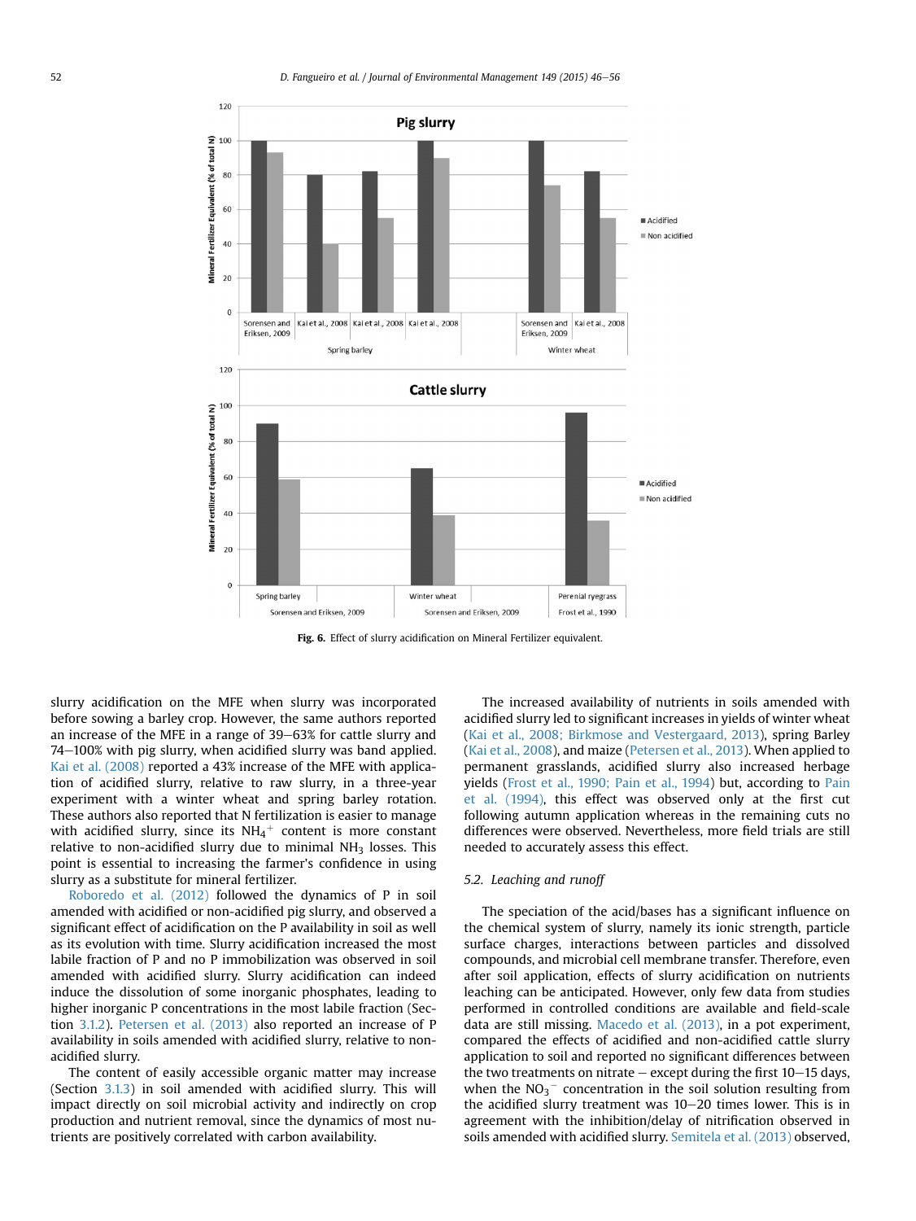Fig. 6. Effect of slurry acidification on Mineral Fertilizer equivalent.

slurry acidification on the MFE when slurry was incorporated before sowing a barley crop. However, the same authors reported an increase of the MFE in a range of 39–63% for cattle slurry and 74–100% with pig slurry, when acidified slurry was band applied. Kai et al. (2008) reported a 43% increase of the MFE with application of acidified slurry, relative to raw slurry, in a three-year experiment with a winter wheat and spring barley rotation. These authors also reported that N fertilization is easier to manage with acidified slurry, since its $NH_4^+$ content is more constant relative to non-acidified slurry due to minimal $NH_3$ losses. This point is essential to increasing the farmer's confidence in using slurry as a substitute for mineral fertilizer.

Roboredo et al. (2012) followed the dynamics of P in soil amended with acidified or non-acidified pig slurry, and observed a significant effect of acidification on the P availability in soil as well as its evolution with time. Slurry acidification increased the most labile fraction of P and no P immobilization was observed in soil amended with acidified slurry. Slurry acidification can indeed induce the dissolution of some inorganic phosphates, leading to higher inorganic P concentrations in the most labile fraction (Section 3.1.2). Petersen et al. (2013) also reported an increase of P availability in soils amended with acidified slurry, relative to non-acidified slurry.

The content of easily accessible organic matter may increase (Section 3.1.3) in soil amended with acidified slurry. This will impact directly on soil microbial activity and indirectly on crop production and nutrient removal, since the dynamics of most nutrients are positively correlated with carbon availability.

The increased availability of nutrients in soils amended with acidified slurry led to significant increases in yields of winter wheat (Kai et al., 2008; Birkmose and Vestergaard, 2013), spring Barley (Kai et al., 2008), and maize (Petersen et al., 2013). When applied to permanent grasslands, acidified slurry also increased herbage yields (Frost et al., 1990; Pain et al., 1994) but, according to Pain et al. (1994), this effect was observed only at the first cut following autumn application whereas in the remaining cuts no differences were observed. Nevertheless, more field trials are still needed to accurately assess this effect.

### 5.2. Leaching and runoff

The speciation of the acid/bases has a significant influence on the chemical system of slurry, namely its ionic strength, particle surface charges, interactions between particles and dissolved compounds, and microbial cell membrane transfer. Therefore, even after soil application, effects of slurry acidification on nutrients leaching can be anticipated. However, only few data from studies performed in controlled conditions are available and field-scale data are still missing. Macedo et al. (2013), in a pot experiment, compared the effects of acidified and non-acidified cattle slurry application to soil and reported no significant differences between the two treatments on nitrate – except during the first 10–15 days, when the $NO_3^-$ concentration in the soil solution resulting from the acidified slurry treatment was 10–20 times lower. This is in agreement with the inhibition/delay of nitrification observed in soils amended with acidified slurry. Semitela et al. (2013) observed,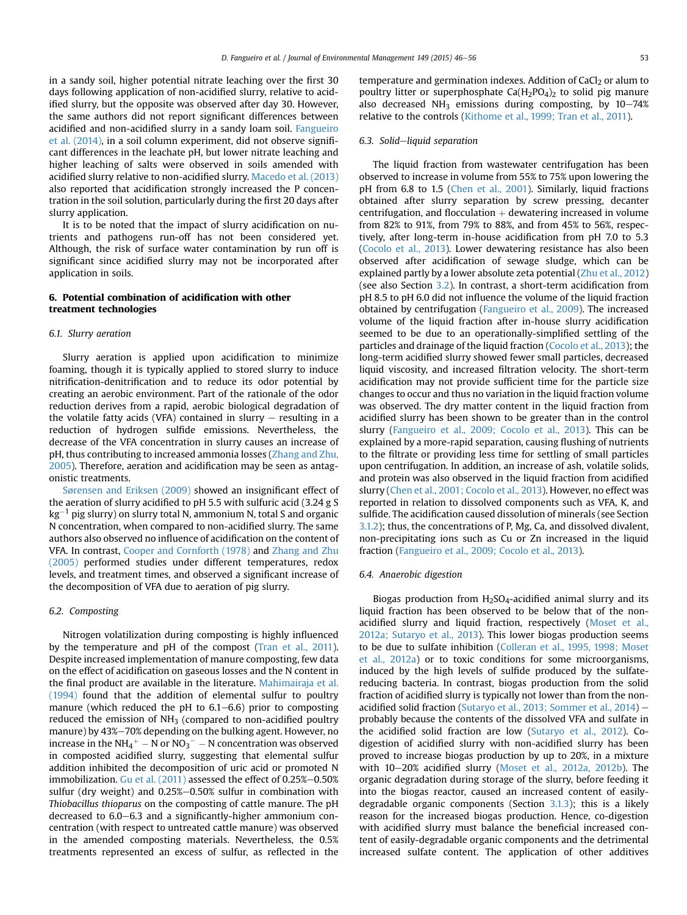in a sandy soil, higher potential nitrate leaching over the first 30 days following application of non-acidified slurry, relative to acidified slurry, but the opposite was observed after day 30. However, the same authors did not report significant differences between acidified and non-acidified slurry in a sandy loam soil. Fangueiro et al. (2014), in a soil column experiment, did not observe significant differences in the leachate pH, but lower nitrate leaching and higher leaching of salts were observed in soils amended with acidified slurry relative to non-acidified slurry. Macedo et al. (2013) also reported that acidification strongly increased the P concentration in the soil solution, particularly during the first 20 days after slurry application.

It is to be noted that the impact of slurry acidification on nutrients and pathogens run-off has not been considered yet. Although, the risk of surface water contamination by run off is significant since acidified slurry may not be incorporated after application in soils.

## 6. Potential combination of acidification with other treatment technologies

### 6.1. Slurry aeration

Slurry aeration is applied upon acidification to minimize foaming, though it is typically applied to stored slurry to induce nitrification-denitrification and to reduce its odor potential by creating an aerobic environment. Part of the rationale of the odor reduction derives from a rapid, aerobic biological degradation of the volatile fatty acids (VFA) contained in slurry – resulting in a reduction of hydrogen sulfide emissions. Nevertheless, the decrease of the VFA concentration in slurry causes an increase of pH, thus contributing to increased ammonia losses (Zhang and Zhu, 2005). Therefore, aeration and acidification may be seen as antagonistic treatments.

Sørensen and Eriksen (2009) showed an insignificant effect of the aeration of slurry acidified to pH 5.5 with sulfuric acid (3.24 g S $kg^{-1}$ pig slurry) on slurry total N, ammonium N, total S and organic N concentration, when compared to non-acidified slurry. The same authors also observed no influence of acidification on the content of VFA. In contrast, Cooper and Cornforth (1978) and Zhang and Zhu (2005) performed studies under different temperatures, redox levels, and treatment times, and observed a significant increase of the decomposition of VFA due to aeration of pig slurry.

### 6.2. Composting

Nitrogen volatilization during composting is highly influenced by the temperature and pH of the compost (Tran et al., 2011). Despite increased implementation of manure composting, few data on the effect of acidification on gaseous losses and the N content in the final product are available in the literature. Mahimairaja et al. (1994) found that the addition of elemental sulfur to poultry manure (which reduced the pH to 6.1–6.6) prior to composting reduced the emission of $NH_3$ (compared to non-acidified poultry manure) by 43%–70% depending on the bulking agent. However, no increase in the $NH_4^+ - N$ or $NO_3^- - N$ concentration was observed in composted acidified slurry, suggesting that elemental sulfur addition inhibited the decomposition of uric acid or promoted N immobilization. Gu et al. (2011) assessed the effect of 0.25%–0.50% sulfur (dry weight) and 0.25%–0.50% sulfur in combination with *Thiobacillus thioparus* on the composting of cattle manure. The pH decreased to 6.0–6.3 and a significantly-higher ammonium concentration (with respect to untreated cattle manure) was observed in the amended composting materials. Nevertheless, the 0.5% treatments represented an excess of sulfur, as reflected in the temperature and germination indexes. Addition of $CaCl_2$ or alum to poultry litter or superphosphate $Ca(H_2PO_4)_2$ to solid pig manure also decreased $NH_3$ emissions during composting, by 10–74% relative to the controls (Kithome et al., 1999; Tran et al., 2011).

### 6.3. Solid–liquid separation

The liquid fraction from wastewater centrifugation has been observed to increase in volume from 55% to 75% upon lowering the pH from 6.8 to 1.5 (Chen et al., 2001). Similarly, liquid fractions obtained after slurry separation by screw pressing, decanter centrifugation, and flocculation + dewatering increased in volume from 82% to 91%, from 79% to 88%, and from 45% to 56%, respectively, after long-term in-house acidification from pH 7.0 to 5.3 (Cocolo et al., 2013). Lower dewatering resistance has also been observed after acidification of sewage sludge, which can be explained partly by a lower absolute zeta potential (Zhu et al., 2012) (see also Section 3.2). In contrast, a short-term acidification from pH 8.5 to pH 6.0 did not influence the volume of the liquid fraction obtained by centrifugation (Fangueiro et al., 2009). The increased volume of the liquid fraction after in-house slurry acidification seemed to be due to an operationally-simplified settling of the particles and drainage of the liquid fraction (Cocolo et al., 2013); the long-term acidified slurry showed fewer small particles, decreased liquid viscosity, and increased filtration velocity. The short-term acidification may not provide sufficient time for the particle size changes to occur and thus no variation in the liquid fraction volume was observed. The dry matter content in the liquid fraction from acidified slurry has been shown to be greater than in the control slurry (Fangueiro et al., 2009; Cocolo et al., 2013). This can be explained by a more-rapid separation, causing flushing of nutrients to the filtrate or providing less time for settling of small particles upon centrifugation. In addition, an increase of ash, volatile solids, and protein was also observed in the liquid fraction from acidified slurry (Chen et al., 2001; Cocolo et al., 2013). However, no effect was reported in relation to dissolved components such as VFA, K, and sulfide. The acidification caused dissolution of minerals (see Section 3.1.2); thus, the concentrations of P, Mg, Ca, and dissolved divalent, non-precipitating ions such as Cu or Zn increased in the liquid fraction (Fangueiro et al., 2009; Cocolo et al., 2013).

### 6.4. Anaerobic digestion

Biogas production from $H_2SO_4$-acidified animal slurry and its liquid fraction has been observed to be below that of the non-acidified slurry and liquid fraction, respectively (Moset et al., 2012a; Sutaryo et al., 2013). This lower biogas production seems to be due to sulfate inhibition (Colleran et al., 1995, 1998; Moset et al., 2012a) or to toxic conditions for some microorganisms, induced by the high levels of sulfide produced by the sulfate-reducing bacteria. In contrast, biogas production from the solid fraction of acidified slurry is typically not lower than from the non-acidified solid fraction (Sutaryo et al., 2013; Sommer et al., 2014) – probably because the contents of the dissolved VFA and sulfate in the acidified solid fraction are low (Sutaryo et al., 2012). Co-digestion of acidified slurry with non-acidified slurry has been proved to increase biogas production by up to 20%, in a mixture with 10–20% acidified slurry (Moset et al., 2012a, 2012b). The organic degradation during storage of the slurry, before feeding it into the biogas reactor, caused an increased content of easily-degradable organic components (Section 3.1.3); this is a likely reason for the increased biogas production. Hence, co-digestion with acidified slurry must balance the beneficial increased content of easily-degradable organic components and the detrimental increased sulfate content. The application of other additives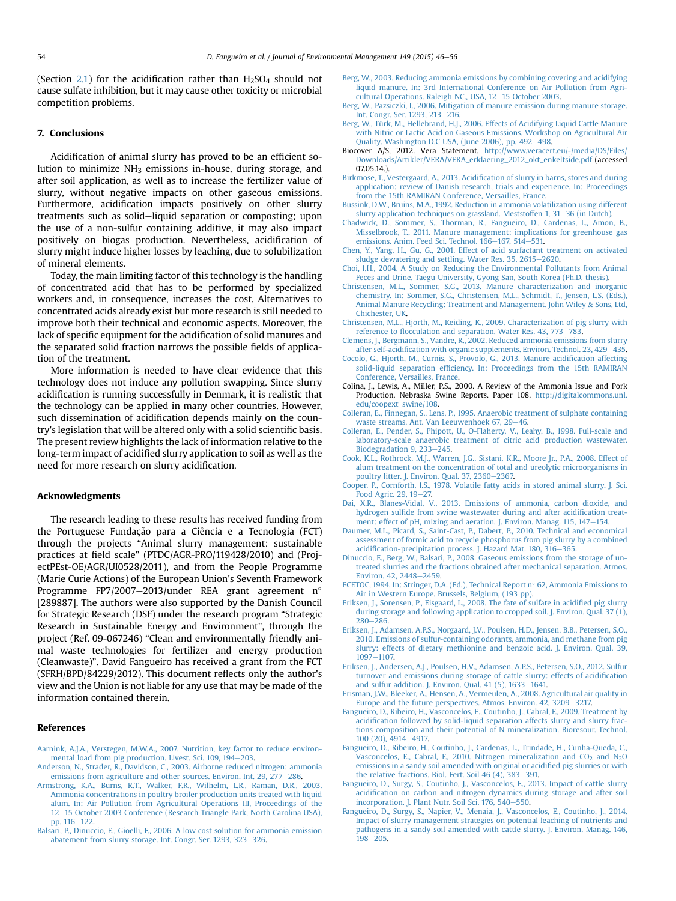(Section 2.1) for the acidification rather than $H_2SO_4$ should not cause sulfate inhibition, but it may cause other toxicity or microbial competition problems.

## 7. Conclusions

Acidification of animal slurry has proved to be an efficient solution to minimize $NH_3$ emissions in-house, during storage, and after soil application, as well as to increase the fertilizer value of slurry, without negative impacts on other gaseous emissions. Furthermore, acidification impacts positively on other slurry treatments such as solid–liquid separation or composting; upon the use of a non-sulfur containing additive, it may also impact positively on biogas production. Nevertheless, acidification of slurry might induce higher losses by leaching, due to solubilization of mineral elements.

Today, the main limiting factor of this technology is the handling of concentrated acid that has to be performed by specialized workers and, in consequence, increases the cost. Alternatives to concentrated acids already exist but more research is still needed to improve both their technical and economic aspects. Moreover, the lack of specific equipment for the acidification of solid manures and the separated solid fraction narrows the possible fields of application of the treatment.

More information is needed to have clear evidence that this technology does not induce any pollution swapping. Since slurry acidification is running successfully in Denmark, it is realistic that the technology can be applied in many other countries. However, such dissemination of acidification depends mainly on the country's legislation that will be altered only with a solid scientific basis. The present review highlights the lack of information relative to the long-term impact of acidified slurry application to soil as well as the need for more research on slurry acidification.

## Acknowledgments

The research leading to these results has received funding from the Portuguese Fundação para a Ciência e a Tecnologia (FCT) through the projects "Animal slurry management: sustainable practices at field scale" (PTDC/AGR-PRO/119428/2010) and (ProjectPEst-OE/AGR/UI0528/2011), and from the People Programme (Marie Curie Actions) of the European Union's Seventh Framework Programme FP7/2007–2013/under REA grant agreement n° [289887]. The authors were also supported by the Danish Council for Strategic Research (DSF) under the research program "Strategic Research in Sustainable Energy and Environment", through the project (Ref. 09-067246) "Clean and environmentally friendly animal waste technologies for fertilizer and energy production (Cleanwaste)". David Fangueiro has received a grant from the FCT (SFRH/BPD/84229/2012). This document reflects only the author's view and the Union is not liable for any use that may be made of the information contained therein.

## References

Aarnink, A.J.A., Verstegen, M.W.A., 2007. Nutrition, key factor to reduce environmental load from pig production. Livest. Sci. 109, 194–203.

Anderson, N., Strader, R., Davidson, C., 2003. Airborne reduced nitrogen: ammonia emissions from agriculture and other sources. Environ. Int. 29, 277–286.

Armstrong, K.A., Burns, R.T., Walker, F.R., Wilhelm, L.R., Raman, D.R., 2003. Ammonia concentrations in poultry broiler production units treated with liquid alum. In: Air Pollution from Agricultural Operations III, Proceedings of the 12–15 October 2003 Conference (Research Triangle Park, North Carolina USA), pp. 116–122.

Balsari, P., Dinuccio, E., Gioelli, F., 2006. A low cost solution for ammonia emission abatement from slurry storage. Int. Congr. Ser. 1293, 323–326.

Berg, W., 2003. Reducing ammonia emissions by combining covering and acidifying liquid manure. In: 3rd International Conference on Air Pollution from Agricultural Operations. Raleigh NC., USA, 12–15 October 2003.

Berg, W., Pazsiczki, I., 2006. Mitigation of manure emission during manure storage. Int. Congr. Ser. 1293, 213–216.

Berg, W., Türk, M., Hellebrand, H.J., 2006. Effects of Acidifying Liquid Cattle Manure with Nitric or Lactic Acid on Gaseous Emissions. Workshop on Agricultural Air Quality. Washington D.C USA, (June 2006), pp. 492–498.

Biocover A/S, 2012. Vera Statement. http://www.veracert.eu/-/media/DS/Files/Downloads/Artikler/VERA/VERA_erklaering_2012_okt_enkeltside.pdf (accessed 07.05.14.).

Birkmose, T., Vestergaard, A., 2013. Acidification of slurry in barns, stores and during application: review of Danish research, trials and experience. In: Proceedings from the 15th RAMIRAN Conference, Versailles, France.

Bussink, D.W., Bruins, M.A., 1992. Reduction in ammonia volatilization using different slurry application techniques on grassland. Meststoffen 1, 31–36 (in Dutch).

Chadwick, D., Sommer, S., Thorman, R., Fangueiro, D., Cardenas, L., Amon, B., Misselbrook, T., 2011. Manure management: implications for greenhouse gas emissions. Anim. Feed Sci. Technol. 166–167, 514–531.

Chen, Y., Yang, H., Gu, G., 2001. Effect of acid surfactant treatment on activated sludge dewatering and settling. Water Res. 35, 2615–2620.

Choi, I.H., 2004. A Study on Reducing the Environmental Pollutants from Animal Feces and Urine. Taegu University, Gyong San, South Korea (Ph.D. thesis).

Christensen, M.L., Sommer, S.G., 2013. Manure characterization and inorganic chemistry. In: Sommer, S.G., Christensen, M.L., Schmidt, T., Jensen, L.S. (Eds.), Animal Manure Recycling: Treatment and Management. John Wiley & Sons, Ltd, Chichester, UK.

Christensen, M.L., Hjorth, M., Keiding, K., 2009. Characterization of pig slurry with reference to flocculation and separation. Water Res. 43, 773–783.

Clemens, J., Bergmann, S., Vandre, R., 2002. Reduced ammonia emissions from slurry after self-acidification with organic supplements. Environ. Technol. 23, 429–435.

Cocolo, G., Hjorth, M., Curnis, S., Provolo, G., 2013. Manure acidification affecting solid-liquid separation efficiency. In: Proceedings from the 15th RAMIRAN Conference, Versailles, France.

Colina, J., Lewis, A., Miller, P.S., 2000. A Review of the Ammonia Issue and Pork Production. Nebraska Swine Reports. Paper 108. http://digitalcommons.unl.edu/coopext_swine/108.

Colleran, E., Finnegan, S., Lens, P., 1995. Anaerobic treatment of sulphate containing waste streams. Ant. Van Leeuwenhoek 67, 29–46.

Colleran, E., Pender, S., Phipott, U., O-Flaherty, V., Leahy, B., 1998. Full-scale and laboratory-scale anaerobic treatment of citric acid production wastewater. Biodegradation 9, 233–245.

Cook, K.L., Rothrock, M.J., Warren, J.G., Sistani, K.R., Moore Jr., P.A., 2008. Effect of alum treatment on the concentration of total and ureolytic microorganisms in poultry litter. J. Environ. Qual. 37, 2360–2367.

Cooper, P., Cornforth, I.S., 1978. Volatile fatty acids in stored animal slurry. J. Sci. Food Agric. 29, 19–27.

Dai, X.R., Blanes-Vidal, V., 2013. Emissions of ammonia, carbon dioxide, and hydrogen sulfide from swine wastewater during and after acidification treatment: effect of pH, mixing and aeration. J. Environ. Manag. 115, 147–154.

Daumer, M.L., Picard, S., Saint-Cast, P., Dabert, P., 2010. Technical and economical assessment of formic acid to recycle phosphorus from pig slurry by a combined acidification-precipitation process. J. Hazard Mat. 180, 316–365.

Dinuccio, E., Berg, W., Balsari, P., 2008. Gaseous emissions from the storage of untreated slurries and the fractions obtained after mechanical separation. Atmos. Environ. 42, 2448–2459.

ECETOC, 1994. In: Stringer, D.A. (Ed.), Technical Report n° 62, Ammonia Emissions to Air in Western Europe. Brussels, Belgium, (193 pp).

Eriksen, J., Sorensen, P., Eisgaard, L., 2008. The fate of sulfate in acidified pig slurry during storage and following application to cropped soil. J. Environ. Qual. 37 (1), 280–286.

Eriksen, J., Adamsen, A.P.S., Norgaard, J.V., Poulsen, H.D., Jensen, B.B., Petersen, S.O., 2010. Emissions of sulfur-containing odorants, ammonia, and methane from pig slurry: effects of dietary methionine and benzoic acid. J. Environ. Qual. 39, 1097–1107.

Eriksen, J., Andersen, A.J., Poulsen, H.V., Adamsen, A.P.S., Petersen, S.O., 2012. Sulfur turnover and emissions during storage of cattle slurry: effects of acidification and sulfur addition. J. Environ. Qual. 41 (5), 1633–1641.

Erisman, J.W., Bleeker, A., Hensen, A., Vermeulen, A., 2008. Agricultural air quality in Europe and the future perspectives. Atmos. Environ. 42, 3209–3217.

Fangueiro, D., Ribeiro, H., Vasconcelos, E., Coutinho, J., Cabral, F., 2009. Treatment by acidification followed by solid-liquid separation affects slurry and slurry fractions composition and their potential of N mineralization. Bioresour. Technol. 100 (20), 4914–4917.

Fangueiro, D., Ribeiro, H., Coutinho, J., Cardenas, L., Trindade, H., Cunha-Queda, C., Vasconcelos, E., Cabral, F., 2010. Nitrogen mineralization and $CO_2$ and $N_2O$ emissions in a sandy soil amended with original or acidified pig slurries or with the relative fractions. Biol. Fert. Soil 46 (4), 383–391.

Fangueiro, D., Surgy, S., Coutinho, J., Vasconcelos, E., 2013. Impact of cattle slurry acidification on carbon and nitrogen dynamics during storage and after soil incorporation. J. Plant Nutr. Soil Sci. 176, 540–550.

Fangueiro, D., Surgy, S., Napier, V., Menaia, J., Vasconcelos, E., Coutinho, J., 2014. Impact of slurry management strategies on potential leaching of nutrients and pathogens in a sandy soil amended with cattle slurry. J. Environ. Manag. 146, 198–205.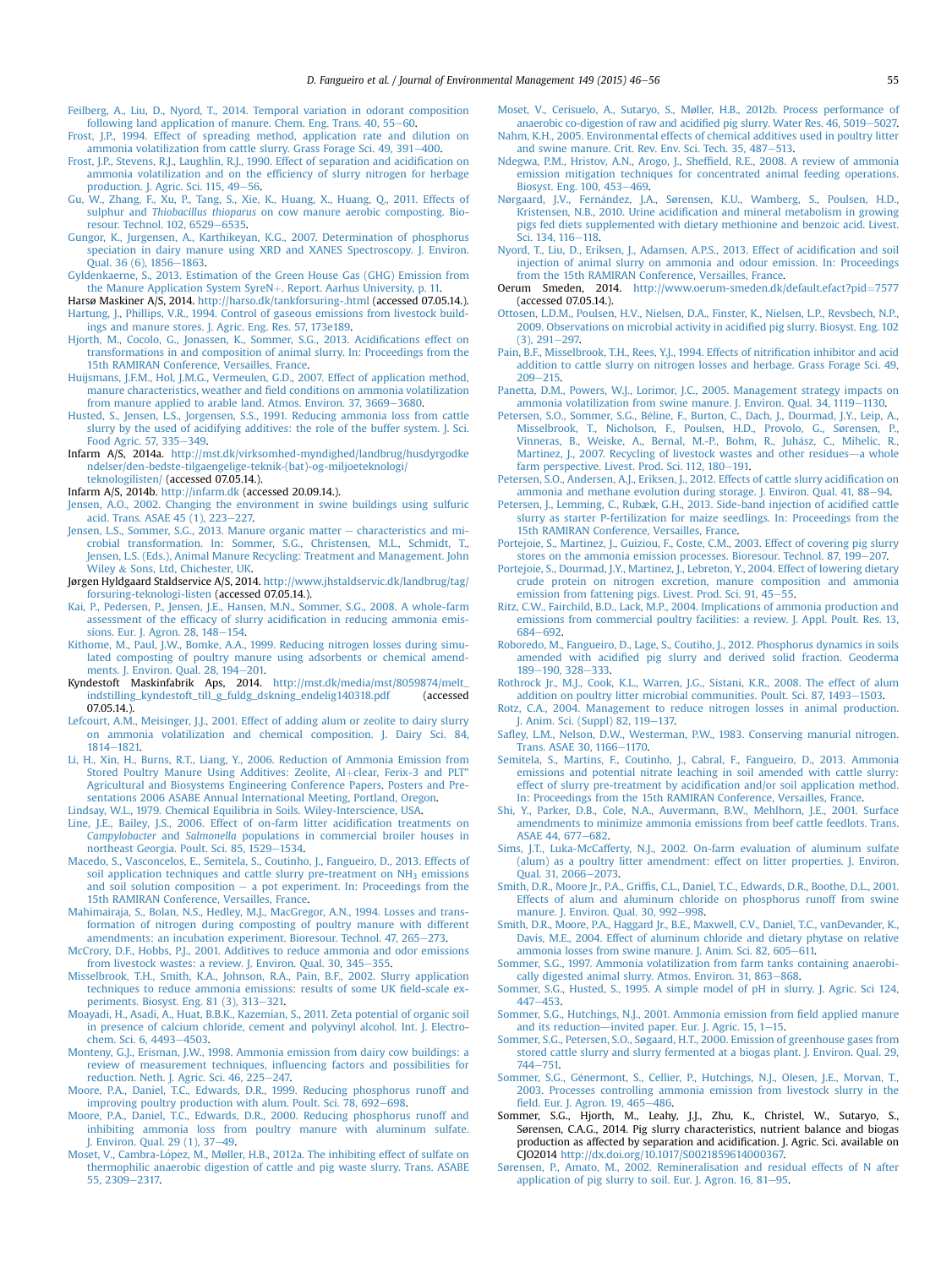Feilberg, A., Liu, D., Nyord, T., 2014. Temporal variation in odorant composition following land application of manure. Chem. Eng. Trans. 40, 55–60.

Frost, J.P., 1994. Effect of spreading method, application rate and dilution on ammonia volatilization from cattle slurry. Grass Forage Sci. 49, 391–400.

Frost, J.P., Stevens, R.J., Laughlin, R.J., 1990. Effect of separation and acidification on ammonia volatilization and on the efficiency of slurry nitrogen for herbage production. J. Agric. Sci. 115, 49–56.

Gu, W., Zhang, F., Xu, P., Tang, S., Xie, K., Huang, X., Huang, Q., 2011. Effects of sulphur and *Thiobacillus thioparus* on cow manure aerobic composting. Bioresour. Technol. 102, 6529–6535.

Gungor, K., Jurgensen, A., Karthikeyan, K.G., 2007. Determination of phosphorus speciation in dairy manure using XRD and XANES Spectroscopy. J. Environ. Qual. 36 (6), 1856–1863.

Gyldenkaerne, S., 2013. Estimation of the Green House Gas (GHG) Emission from the Manure Application System SyreN+. Report. Aarhus University, p. 11.

Harsø Maskiner A/S, 2014. http://harso.dk/tankforsuring-.html (accessed 07.05.14.).

Hartung, J., Phillips, V.R., 1994. Control of gaseous emissions from livestock buildings and manure stores. J. Agric. Eng. Res. 57, 173e189.

Hjorth, M., Cocolo, G., Jonassen, K., Sommer, S.G., 2013. Acidifications effect on transformations in and composition of animal slurry. In: Proceedings from the 15th RAMIRAN Conference, Versailles, France.

Huijsmans, J.F.M., Hol, J.M.G., Vermeulen, G.D., 2007. Effect of application method, manure characteristics, weather and field conditions on ammonia volatilization from manure applied to arable land. Atmos. Environ. 37, 3669–3680.

Husted, S., Jensen, L.S., Jorgensen, S.S., 1991. Reducing ammonia loss from cattle slurry by the used of acidifying additives: the role of the buffer system. J. Sci. Food Agric. 57, 335–349.

Infarm A/S, 2014a. http://mst.dk/virksomhed-myndighed/landbrug/husdyrgodkendelser/den-bedste-tilgaengelige-teknik-(bat)-og-miljoeteknologi/teknologilisten/ (accessed 07.05.14.).

Infarm A/S, 2014b. http://infarm.dk (accessed 20.09.14.).

Jensen, A.O., 2002. Changing the environment in swine buildings using sulfuric acid. Trans. ASAE 45 (1), 223–227.

Jensen, L.S., Sommer, S.G., 2013. Manure organic matter – characteristics and microbial transformation. In: Sommer, S.G., Christensen, M.L., Schmidt, T., Jensen, L.S. (Eds.), Animal Manure Recycling: Treatment and Management. John Wiley & Sons, Ltd, Chichester, UK.

Jørgen Hyldgaard Staldservice A/S, 2014. http://www.jhstaldservic.dk/landbrug/tag/forsuring-teknologi-listen (accessed 07.05.14.).

Kai, P., Pedersen, P., Jensen, J.E., Hansen, M.N., Sommer, S.G., 2008. A whole-farm assessment of the efficacy of slurry acidification in reducing ammonia emissions. Eur. J. Agron. 28, 148–154.

Kithome, M., Paul, J.W., Bomke, A.A., 1999. Reducing nitrogen losses during simulated composting of poultry manure using adsorbents or chemical amendments. J. Environ. Qual. 28, 194–201.

Kyndestoft Maskinfabrik Aps, 2014. http://mst.dk/media/mst/8059874/melt_indstilling_kyndestoft_till_g_fuldg_dskning_endelig140318.pdf (accessed 07.05.14.).

Lefcourt, A.M., Meisinger, J.J., 2001. Effect of adding alum or zeolite to dairy slurry on ammonia volatilization and chemical composition. J. Dairy Sci. 84, 1814–1821.

Li, H., Xin, H., Burns, R.T., Liang, Y., 2006. Reduction of Ammonia Emission from Stored Poultry Manure Using Additives: Zeolite, Al+clear, Ferix-3 and PLT" Agricultural and Biosystems Engineering Conference Papers, Posters and Presentations 2006 ASABE Annual International Meeting, Portland, Oregon.

Lindsay, W.L., 1979. Chemical Equilibria in Soils. Wiley-Interscience, USA.

Line, J.E., Bailey, J.S., 2006. Effect of on-farm litter acidification treatments on *Campylobacter* and *Salmonella* populations in commercial broiler houses in northeast Georgia. Poult. Sci. 85, 1529–1534.

Macedo, S., Vasconcelos, E., Semitela, S., Coutinho, J., Fangueiro, D., 2013. Effects of soil application techniques and cattle slurry pre-treatment on $NH_3$ emissions and soil solution composition – a pot experiment. In: Proceedings from the 15th RAMIRAN Conference, Versailles, France.

Mahimairaja, S., Bolan, N.S., Hedley, M.J., MacGregor, A.N., 1994. Losses and transformation of nitrogen during composting of poultry manure with different amendments: an incubation experiment. Bioresour. Technol. 47, 265–273.

McCrory, D.F., Hobbs, P.J., 2001. Additives to reduce ammonia and odor emissions from livestock wastes: a review. J. Environ. Qual. 30, 345–355.

Misselbrook, T.H., Smith, K.A., Johnson, R.A., Pain, B.F., 2002. Slurry application techniques to reduce ammonia emissions: results of some UK field-scale experiments. Biosyst. Eng. 81 (3), 313–321.

Moayadi, H., Asadi, A., Huat, B.B.K., Kazemian, S., 2011. Zeta potential of organic soil in presence of calcium chloride, cement and polyvinyl alcohol. Int. J. Electrochem. Sci. 6, 4493–4503.

Monteny, G.J., Erisman, J.W., 1998. Ammonia emission from dairy cow buildings: a review of measurement techniques, influencing factors and possibilities for reduction. Neth. J. Agric. Sci. 46, 225–247.

Moore, P.A., Daniel, T.C., Edwards, D.R., 1999. Reducing phosphorus runoff and improving poultry production with alum. Poult. Sci. 78, 692–698.

Moore, P.A., Daniel, T.C., Edwards, D.R., 2000. Reducing phosphorus runoff and inhibiting ammonia loss from poultry manure with aluminum sulfate. J. Environ. Qual. 29 (1), 37–49.

Moset, V., Cambra-López, M., Møller, H.B., 2012a. The inhibiting effect of sulfate on thermophilic anaerobic digestion of cattle and pig waste slurry. Trans. ASABE 55, 2309–2317.

Moset, V., Cerisuelo, A., Sutaryo, S., Møller, H.B., 2012b. Process performance of anaerobic co-digestion of raw and acidified pig slurry. Water Res. 46, 5019–5027.

Nahm, K.H., 2005. Environmental effects of chemical additives used in poultry litter and swine manure. Crit. Rev. Env. Sci. Tech. 35, 487–513.

Ndegwa, P.M., Hristov, A.N., Arogo, J., Sheffield, R.E., 2008. A review of ammonia emission mitigation techniques for concentrated animal feeding operations. Biosyst. Eng. 100, 453–469.

Nørgaard, J.V., Fernández, J.A., Sørensen, K.U., Wamberg, S., Poulsen, H.D., Kristensen, N.B., 2010. Urine acidification and mineral metabolism in growing pigs fed diets supplemented with dietary methionine and benzoic acid. Livest. Sci. 134, 116–118.

Nyord, T., Liu, D., Eriksen, J., Adamsen, A.P.S., 2013. Effect of acidification and soil injection of animal slurry on ammonia and odour emission. In: Proceedings from the 15th RAMIRAN Conference, Versailles, France.

Oerum Smeden, 2014. http://www.oerum-smeden.dk/default.efact?pid=7577 (accessed 07.05.14.).

Ottosen, L.D.M., Poulsen, H.V., Nielsen, D.A., Finster, K., Nielsen, L.P., Revsbech, N.P., 2009. Observations on microbial activity in acidified pig slurry. Biosyst. Eng. 102 (3), 291–297.

Pain, B.F., Misselbrook, T.H., Rees, Y.J., 1994. Effects of nitrification inhibitor and acid addition to cattle slurry on nitrogen losses and herbage. Grass Forage Sci. 49, 209–215.

Panetta, D.M., Powers, W.J., Lorimor, J.C., 2005. Management strategy impacts on ammonia volatilization from swine manure. J. Environ. Qual. 34, 1119–1130.

Petersen, S.O., Sommer, S.G., Béline, F., Burton, C., Dach, J., Dourmad, J.Y., Leip, A., Misselbrook, T., Nicholson, F., Poulsen, H.D., Provolo, G., Sørensen, P., Vinneras, B., Weiske, A., Bernal, M.-P., Bohm, R., Juhász, C., Mihelic, R., Martinez, J., 2007. Recycling of livestock wastes and other residues—a whole farm perspective. Livest. Prod. Sci. 112, 180–191.

Petersen, S.O., Andersen, A.J., Eriksen, J., 2012. Effects of cattle slurry acidification on ammonia and methane evolution during storage. J. Environ. Qual. 41, 88–94.

Petersen, J., Lemming, C., Rubæk, G.H., 2013. Side-band injection of acidified cattle slurry as starter P-fertilization for maize seedlings. In: Proceedings from the 15th RAMIRAN Conference, Versailles, France.

Portejoie, S., Martinez, J., Guiziou, F., Coste, C.M., 2003. Effect of covering pig slurry stores on the ammonia emission processes. Bioresour. Technol. 87, 199–207.

Portejoie, S., Dourmad, J.Y., Martinez, J., Lebreton, Y., 2004. Effect of lowering dietary crude protein on nitrogen excretion, manure composition and ammonia emission from fattening pigs. Livest. Prod. Sci. 91, 45–55.

Ritz, C.W., Fairchild, B.D., Lack, M.P., 2004. Implications of ammonia production and emissions from commercial poultry facilities: a review. J. Appl. Poult. Res. 13, 684–692.

Roboredo, M., Fangueiro, D., Lage, S., Coutiho, J., 2012. Phosphorus dynamics in soils amended with acidified pig slurry and derived solid fraction. Geoderma 189–190, 328–333.

Rothrock Jr., M.J., Cook, K.L., Warren, J.G., Sistani, K.R., 2008. The effect of alum addition on poultry litter microbial communities. Poult. Sci. 87, 1493–1503.

Rotz, C.A., 2004. Management to reduce nitrogen losses in animal production. J. Anim. Sci. (Suppl) 82, 119–137.

Safley, L.M., Nelson, D.W., Westerman, P.W., 1983. Conserving manurial nitrogen. Trans. ASAE 30, 1166–1170.

Semitela, S., Martins, F., Coutinho, J., Cabral, F., Fangueiro, D., 2013. Ammonia emissions and potential nitrate leaching in soil amended with cattle slurry: effect of slurry pre-treatment by acidification and/or soil application method. In: Proceedings from the 15th RAMIRAN Conference, Versailles, France.

Shi, Y., Parker, D.B., Cole, N.A., Auvermann, B.W., Mehlhorn, J.E., 2001. Surface amendments to minimize ammonia emissions from beef cattle feedlots. Trans. ASAE 44, 677–682.

Sims, J.T., Luka-McCafferty, N.J., 2002. On-farm evaluation of aluminum sulfate (alum) as a poultry litter amendment: effect on litter properties. J. Environ. Qual. 31, 2066–2073.

Smith, D.R., Moore Jr., P.A., Griffis, C.L., Daniel, T.C., Edwards, D.R., Boothe, D.L., 2001. Effects of alum and aluminum chloride on phosphorus runoff from swine manure. J. Environ. Qual. 30, 992–998.

Smith, D.R., Moore, P.A., Haggard Jr., B.E., Maxwell, C.V., Daniel, T.C., vanDevander, K., Davis, M.E., 2004. Effect of aluminum chloride and dietary phytase on relative ammonia losses from swine manure. J. Anim. Sci. 82, 605–611.

Sommer, S.G., 1997. Ammonia volatilization from farm tanks containing anaerobically digested animal slurry. Atmos. Environ. 31, 863–868.

Sommer, S.G., Husted, S., 1995. A simple model of pH in slurry. J. Agric. Sci 124, 447–453.

Sommer, S.G., Hutchings, N.J., 2001. Ammonia emission from field applied manure and its reduction—invited paper. Eur. J. Agric. 15, 1–15.

Sommer, S.G., Petersen, S.O., Søgaard, H.T., 2000. Emission of greenhouse gases from stored cattle slurry and slurry fermented at a biogas plant. J. Environ. Qual. 29, 744–751.

Sommer, S.G., Génermont, S., Cellier, P., Hutchings, N.J., Olesen, J.E., Morvan, T., 2003. Processes controlling ammonia emission from livestock slurry in the field. Eur. J. Agron. 19, 465–486.

Sommer, S.G., Hjorth, M., Leahy, J.J., Zhu, K., Christel, W., Sutaryo, S., Sørensen, C.A.G., 2014. Pig slurry characteristics, nutrient balance and biogas production as affected by separation and acidification. J. Agric. Sci. available on CJO2014 http://dx.doi.org/10.1017/S0021859614000367.

Sørensen, P., Amato, M., 2002. Remineralisation and residual effects of N after application of pig slurry to soil. Eur. J. Agron. 16, 81–95.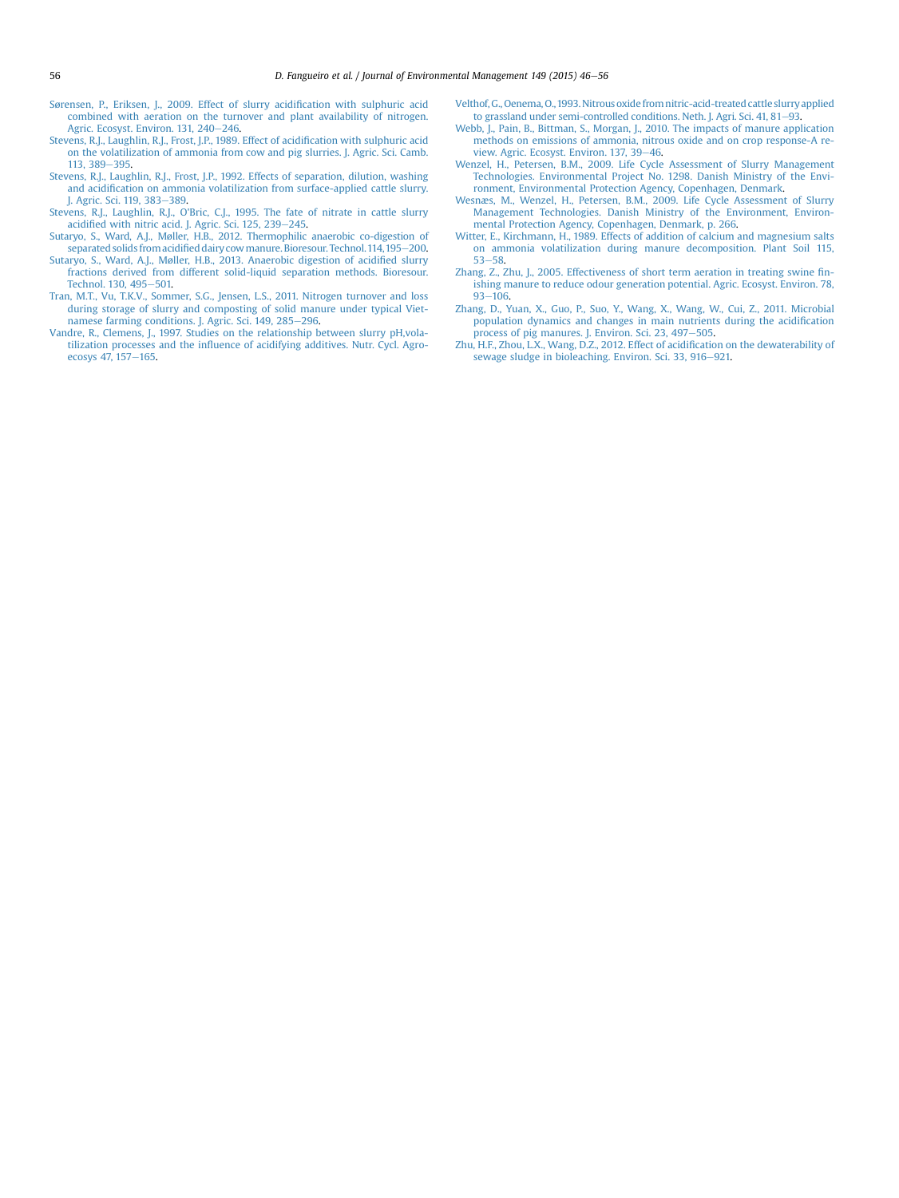Sørensen, P., Eriksen, J., 2009. Effect of slurry acidification with sulphuric acid combined with aeration on the turnover and plant availability of nitrogen. Agric. Ecosyst. Environ. 131, 240–246.

Stevens, R.J., Laughlin, R.J., Frost, J.P., 1989. Effect of acidification with sulphuric acid on the volatilization of ammonia from cow and pig slurries. J. Agric. Sci. Camb. 113, 389–395.

Stevens, R.J., Laughlin, R.J., Frost, J.P., 1992. Effects of separation, dilution, washing and acidification on ammonia volatilization from surface-applied cattle slurry. J. Agric. Sci. 119, 383–389.

Stevens, R.J., Laughlin, R.J., O'Bric, C.J., 1995. The fate of nitrate in cattle slurry acidified with nitric acid. J. Agric. Sci. 125, 239–245.

Sutaryo, S., Ward, A.J., Møller, H.B., 2012. Thermophilic anaerobic co-digestion of separated solids from acidified dairy cow manure. Bioresour. Technol. 114, 195–200.

Sutaryo, S., Ward, A.J., Møller, H.B., 2013. Anaerobic digestion of acidified slurry fractions derived from different solid-liquid separation methods. Bioresour. Technol. 130, 495–501.

Tran, M.T., Vu, T.K.V., Sommer, S.G., Jensen, L.S., 2011. Nitrogen turnover and loss during storage of slurry and composting of solid manure under typical Vietnamese farming conditions. J. Agric. Sci. 149, 285–296.

Vandre, R., Clemens, J., 1997. Studies on the relationship between slurry pH,volatilization processes and the influence of acidifying additives. Nutr. Cycl. Agroecosys 47, 157–165.

Velthof, G., Oenema, O., 1993. Nitrous oxide from nitric-acid-treated cattle slurry applied to grassland under semi-controlled conditions. Neth. J. Agri. Sci. 41, 81–93.

Webb, J., Pain, B., Bittman, S., Morgan, J., 2010. The impacts of manure application methods on emissions of ammonia, nitrous oxide and on crop response-A review. Agric. Ecosyst. Environ. 137, 39–46.

Wenzel, H., Petersen, B.M., 2009. Life Cycle Assessment of Slurry Management Technologies. Environmental Project No. 1298. Danish Ministry of the Environment, Environmental Protection Agency, Copenhagen, Denmark.

Wesnæs, M., Wenzel, H., Petersen, B.M., 2009. Life Cycle Assessment of Slurry Management Technologies. Danish Ministry of the Environment, Environmental Protection Agency, Copenhagen, Denmark, p. 266.

Witter, E., Kirchmann, H., 1989. Effects of addition of calcium and magnesium salts on ammonia volatilization during manure decomposition. Plant Soil 115, 53–58.

Zhang, Z., Zhu, J., 2005. Effectiveness of short term aeration in treating swine finishing manure to reduce odour generation potential. Agric. Ecosyst. Environ. 78, 93–106.

Zhang, D., Yuan, X., Guo, P., Suo, Y., Wang, X., Wang, W., Cui, Z., 2011. Microbial population dynamics and changes in main nutrients during the acidification process of pig manures. J. Environ. Sci. 23, 497–505.

Zhu, H.F., Zhou, L.X., Wang, D.Z., 2012. Effect of acidification on the dewaterability of sewage sludge in bioleaching. Environ. Sci. 33, 916–921.